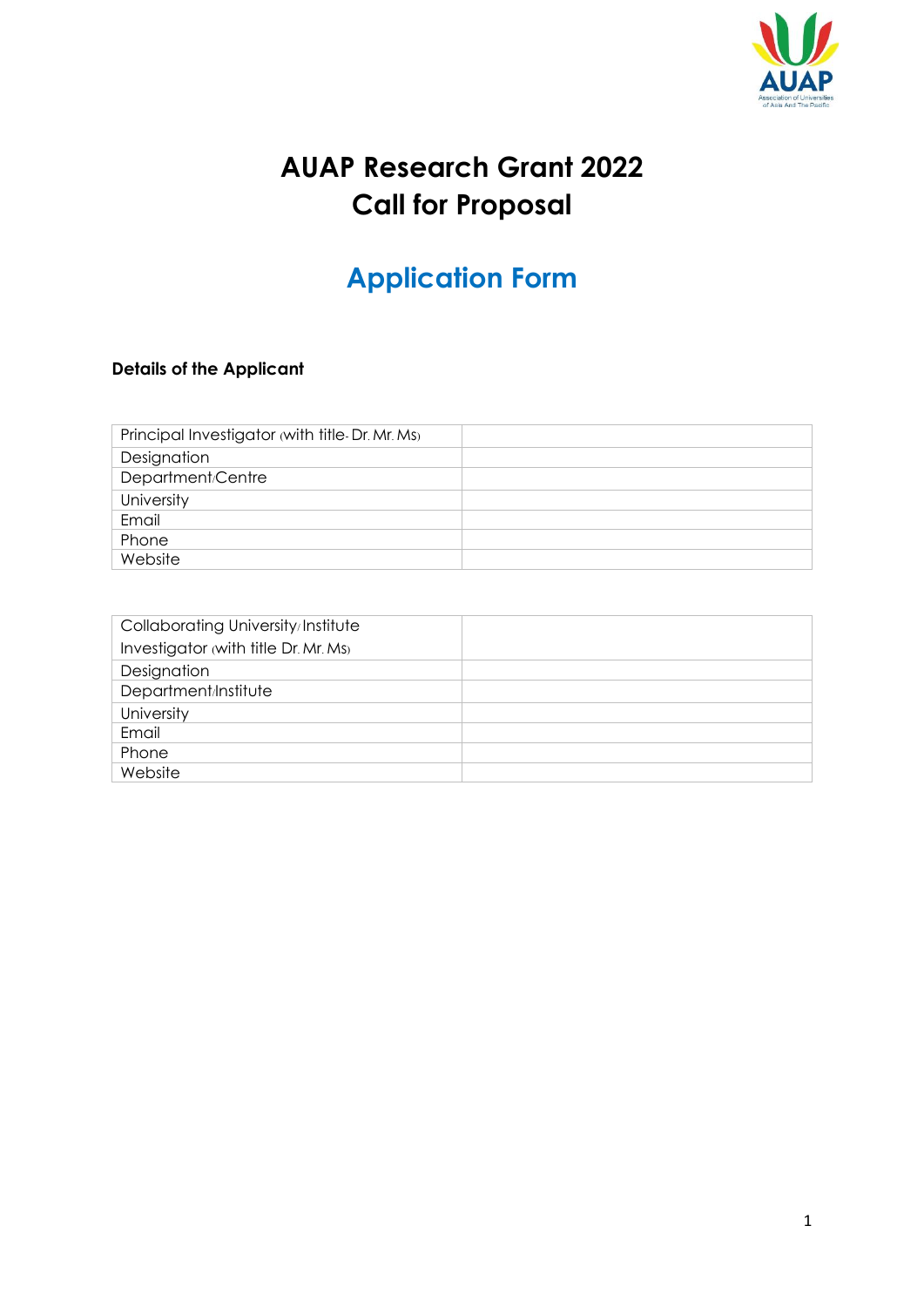# AUAP Research Grant 2022
# Call for Proposal

## Application Form

**Details of the Applicant**

| Principal Investigator (with title- Dr. Mr. Ms) | |
|---|---|
| Designation | |
| Department/Centre | |
| University | |
| Email | |
| Phone | |
| Website | |

| Collaborating University/Institute Investigator (with title Dr. Mr. Ms) | |
|---|---|
| Designation | |
| Department/Institute | |
| University | |
| Email | |
| Phone | |
| Website | |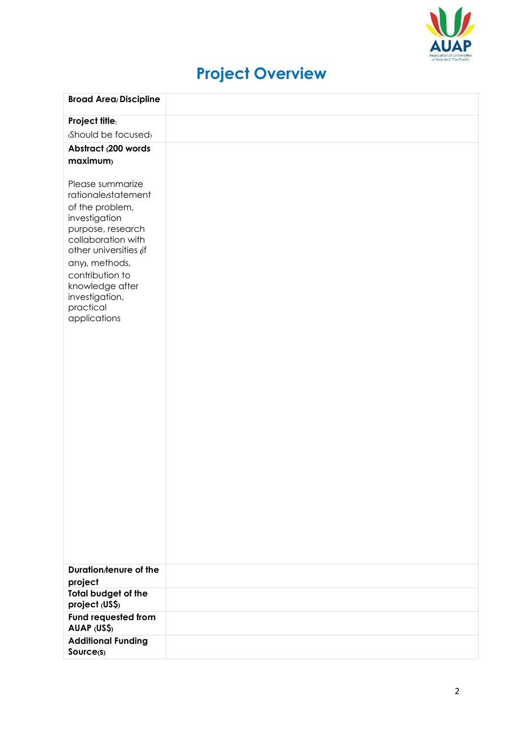# Project Overview

| Broad Area/Discipline | |
|---|---|
| **Project title:** (Should be focused) | |
| **Abstract (200 words maximum)** Please summarize rationale/statement of the problem, investigation purpose, research collaboration with other universities (if any), methods, contribution to knowledge after investigation, practical applications | |
| **Duration/tenure of the project** | |
| **Total budget of the project (US$)** | |
| **Fund requested from AUAP (US$)** | |
| **Additional Funding Source(s)** | |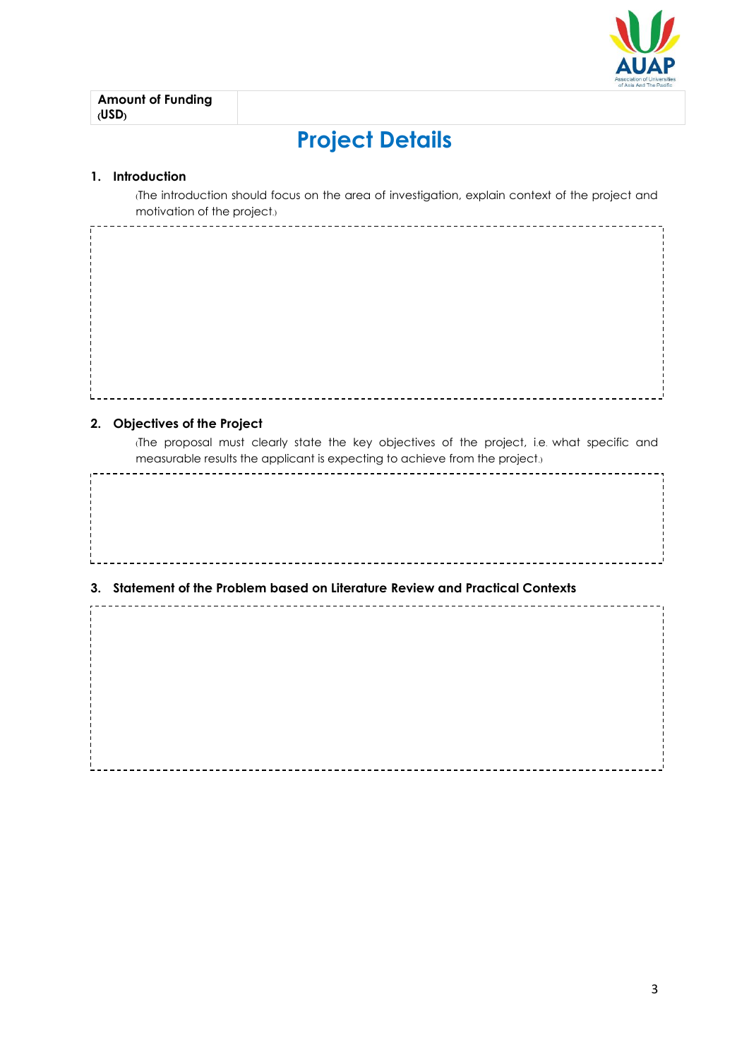| Amount of Funding (USD) | |
|---|---|

# Project Details

## 1. Introduction

(The introduction should focus on the area of investigation, explain context of the project and motivation of the project.)

## 2. Objectives of the Project

(The proposal must clearly state the key objectives of the project, i.e. what specific and measurable results the applicant is expecting to achieve from the project.)

## 3. Statement of the Problem based on Literature Review and Practical Contexts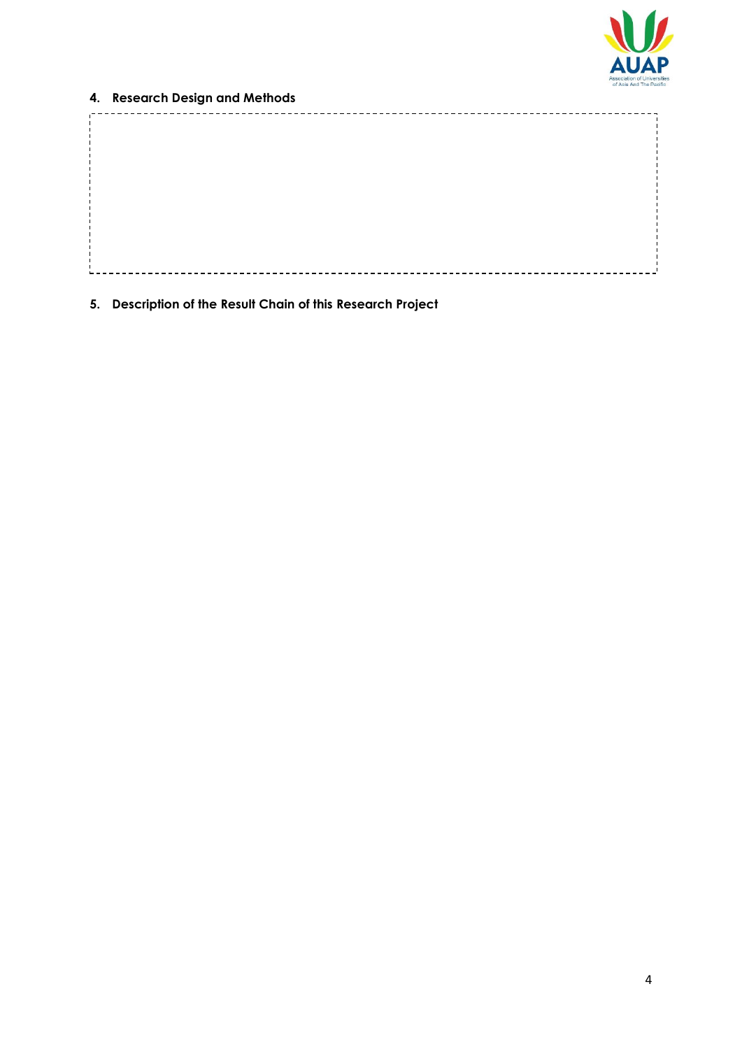## 4. Research Design and Methods

## 5. Description of the Result Chain of this Research Project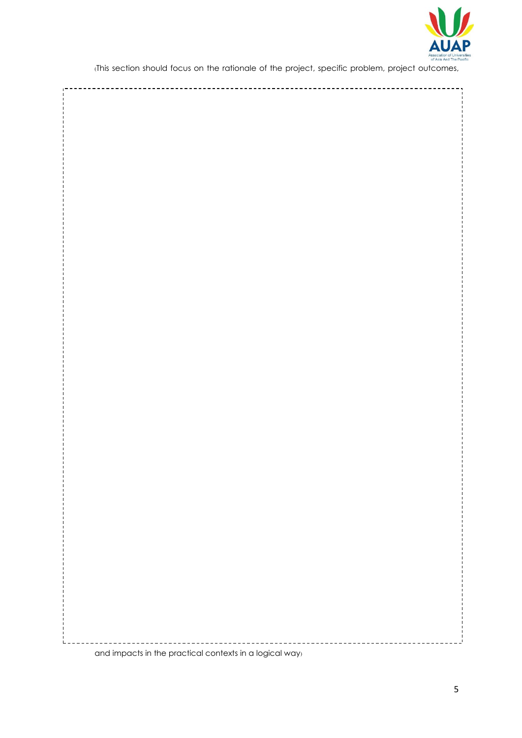(This section should focus on the rationale of the project, specific problem, project outcomes,

and impacts in the practical contexts in a logical way)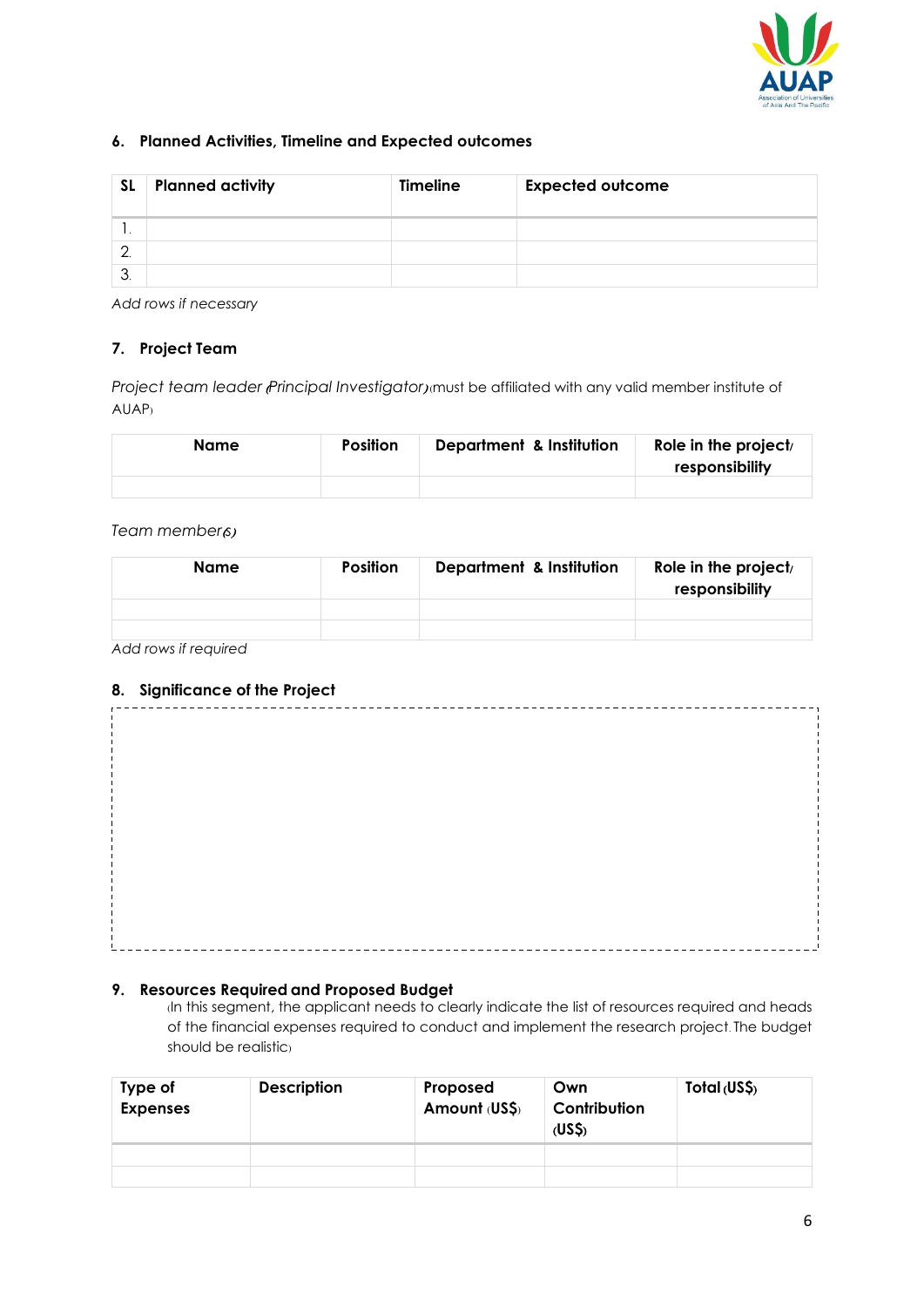### 6. Planned Activities, Timeline and Expected outcomes

| SL | Planned activity | Timeline | Expected outcome |
|---|---|---|---|
| 1. | | | |
| 2. | | | |
| 3. | | | |

*Add rows if necessary*

### 7. Project Team

*Project team leader (Principal Investigator)* (must be affiliated with any valid member institute of AUAP)

| Name | Position | Department & Institution | Role in the project/ responsibility |
|---|---|---|---|
| | | | |

*Team member(s)*

| Name | Position | Department & Institution | Role in the project/ responsibility |
|---|---|---|---|
| | | | |
| | | | |

*Add rows if required*

### 8. Significance of the Project

### 9. Resources Required and Proposed Budget

(In this segment, the applicant needs to clearly indicate the list of resources required and heads of the financial expenses required to conduct and implement the research project. The budget should be realistic)

| Type of Expenses | Description | Proposed Amount (US$) | Own Contribution (US$) | Total (US$) |
|---|---|---|---|---|
| | | | | |
| | | | | |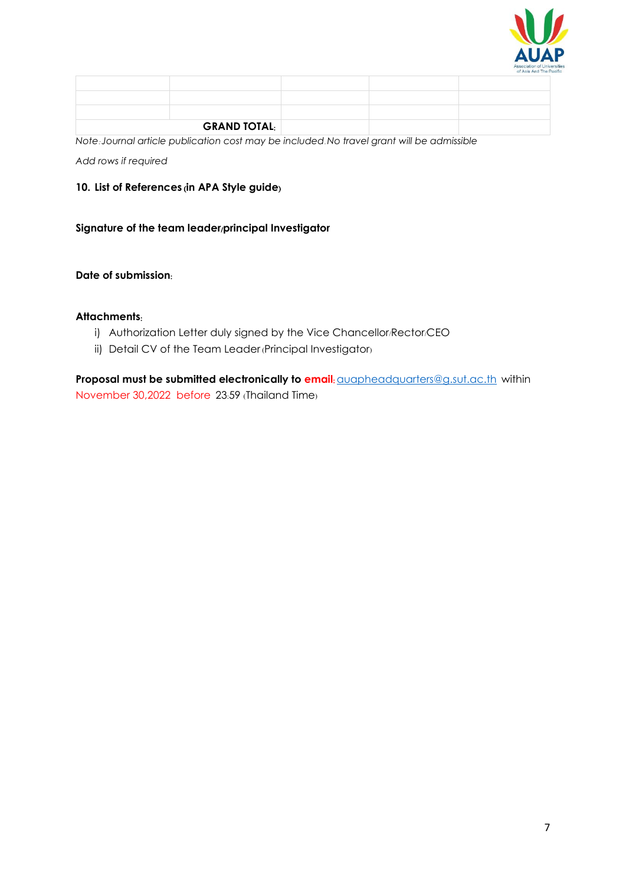| | | | | |
|---|---|---|---|---|
| | | | | |
| | | | | |
| | | | | |
| GRAND TOTAL: | | | | |

*Note: Journal article publication cost may be included. No travel grant will be admissible*

*Add rows if required*

**10. List of References (in APA Style guide)**

**Signature of the team leader/principal Investigator**

**Date of submission:**

**Attachments:**

i) Authorization Letter duly signed by the Vice Chancellor/Rector/CEO
ii) Detail CV of the Team Leader (Principal Investigator)

**Proposal must be submitted electronically to email:** auapheadquarters@g.sut.ac.th within November 30,2022 before 23:59 (Thailand Time)